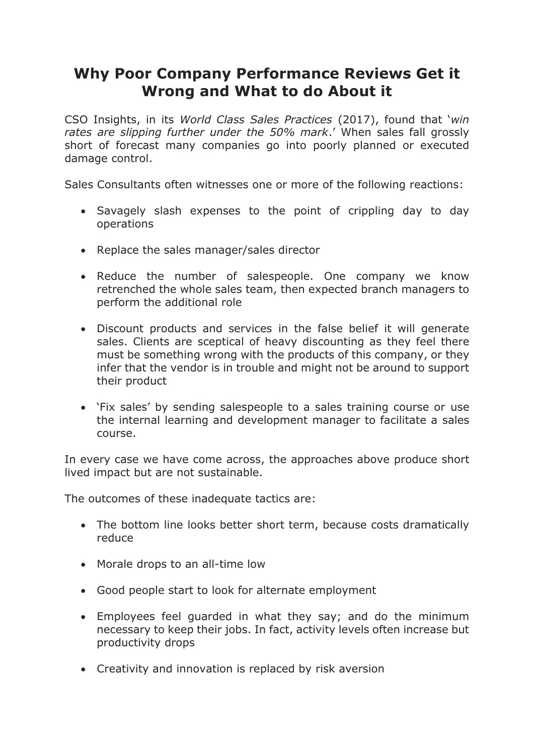# Why Poor Company Performance Reviews Get it Wrong and What to do About it

CSO Insights, in its *World Class Sales Practices* (2017), found that '*win rates are slipping further under the 50% mark*.' When sales fall grossly short of forecast many companies go into poorly planned or executed damage control.

Sales Consultants often witnesses one or more of the following reactions:

- Savagely slash expenses to the point of crippling day to day operations
- Replace the sales manager/sales director
- Reduce the number of salespeople. One company we know retrenched the whole sales team, then expected branch managers to perform the additional role
- Discount products and services in the false belief it will generate sales. Clients are sceptical of heavy discounting as they feel there must be something wrong with the products of this company, or they infer that the vendor is in trouble and might not be around to support their product
- 'Fix sales' by sending salespeople to a sales training course or use the internal learning and development manager to facilitate a sales course.

In every case we have come across, the approaches above produce short lived impact but are not sustainable.

The outcomes of these inadequate tactics are:

- The bottom line looks better short term, because costs dramatically reduce
- Morale drops to an all-time low
- Good people start to look for alternate employment
- Employees feel guarded in what they say; and do the minimum necessary to keep their jobs. In fact, activity levels often increase but productivity drops
- Creativity and innovation is replaced by risk aversion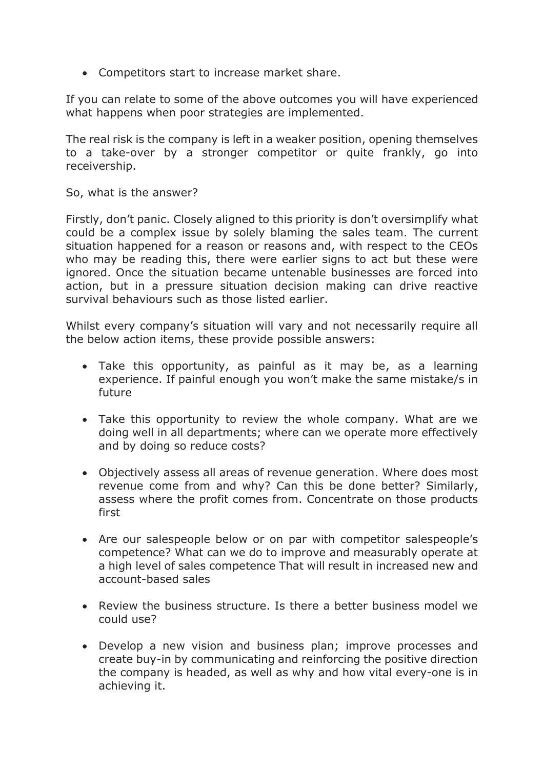- Competitors start to increase market share.

If you can relate to some of the above outcomes you will have experienced what happens when poor strategies are implemented.

The real risk is the company is left in a weaker position, opening themselves to a take-over by a stronger competitor or quite frankly, go into receivership.

So, what is the answer?

Firstly, don't panic. Closely aligned to this priority is don't oversimplify what could be a complex issue by solely blaming the sales team. The current situation happened for a reason or reasons and, with respect to the CEOs who may be reading this, there were earlier signs to act but these were ignored. Once the situation became untenable businesses are forced into action, but in a pressure situation decision making can drive reactive survival behaviours such as those listed earlier.

Whilst every company's situation will vary and not necessarily require all the below action items, these provide possible answers:

- Take this opportunity, as painful as it may be, as a learning experience. If painful enough you won't make the same mistake/s in future

- Take this opportunity to review the whole company. What are we doing well in all departments; where can we operate more effectively and by doing so reduce costs?

- Objectively assess all areas of revenue generation. Where does most revenue come from and why? Can this be done better? Similarly, assess where the profit comes from. Concentrate on those products first

- Are our salespeople below or on par with competitor salespeople's competence? What can we do to improve and measurably operate at a high level of sales competence That will result in increased new and account-based sales

- Review the business structure. Is there a better business model we could use?

- Develop a new vision and business plan; improve processes and create buy-in by communicating and reinforcing the positive direction the company is headed, as well as why and how vital every-one is in achieving it.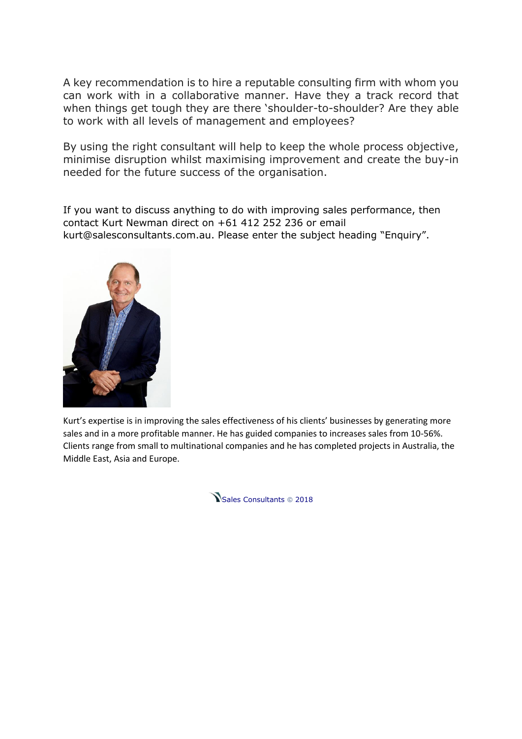A key recommendation is to hire a reputable consulting firm with whom you can work with in a collaborative manner. Have they a track record that when things get tough they are there 'shoulder-to-shoulder? Are they able to work with all levels of management and employees?

By using the right consultant will help to keep the whole process objective, minimise disruption whilst maximising improvement and create the buy-in needed for the future success of the organisation.

If you want to discuss anything to do with improving sales performance, then contact Kurt Newman direct on +61 412 252 236 or email kurt@salesconsultants.com.au. Please enter the subject heading "Enquiry".

Kurt's expertise is in improving the sales effectiveness of his clients' businesses by generating more sales and in a more profitable manner. He has guided companies to increases sales from 10-56%. Clients range from small to multinational companies and he has completed projects in Australia, the Middle East, Asia and Europe.

Sales Consultants © 2018